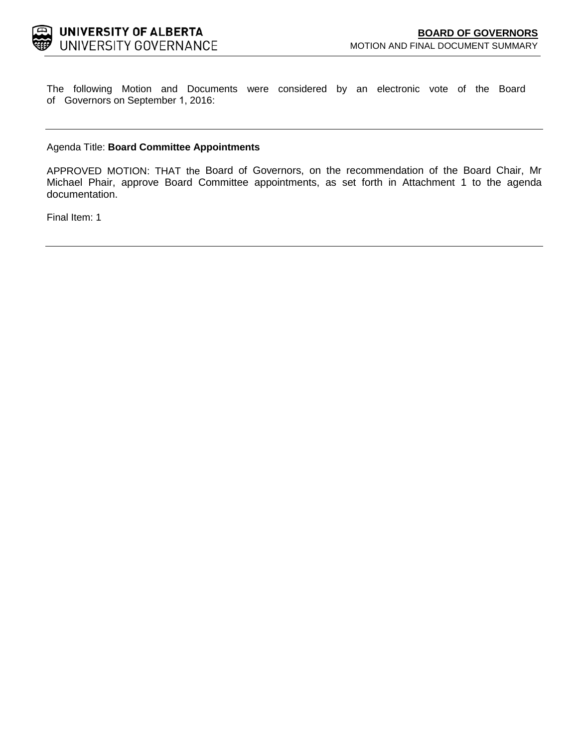**UNIVERSITY OF ALBERTA**
UNIVERSITY GOVERNANCE

**BOARD OF GOVERNORS**
MOTION AND FINAL DOCUMENT SUMMARY

The following Motion and Documents were considered by an electronic vote of the Board of Governors on September 1, 2016:

---

Agenda Title: **Board Committee Appointments**

APPROVED MOTION: THAT the Board of Governors, on the recommendation of the Board Chair, Mr Michael Phair, approve Board Committee appointments, as set forth in Attachment 1 to the agenda documentation.

Final Item: 1

---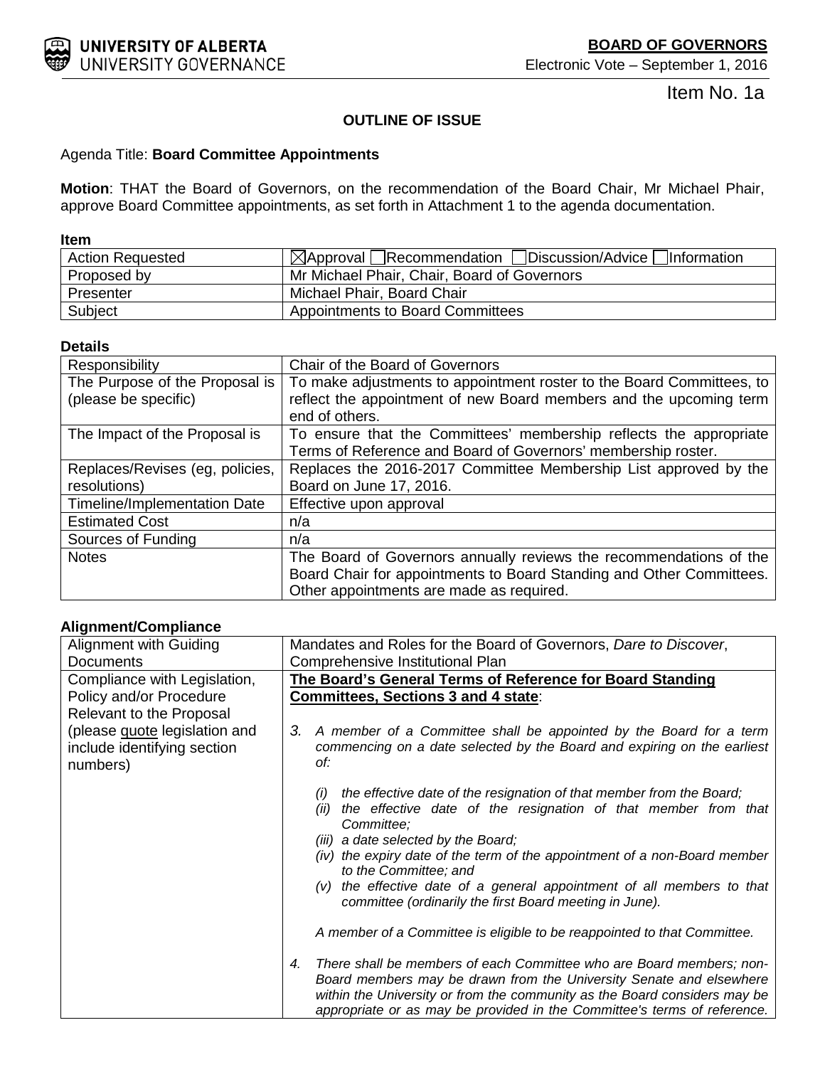Item No. 1a

**OUTLINE OF ISSUE**

Agenda Title: **Board Committee Appointments**

**Motion**: THAT the Board of Governors, on the recommendation of the Board Chair, Mr Michael Phair, approve Board Committee appointments, as set forth in Attachment 1 to the agenda documentation.

**Item**

| | |
|---|---|
| Action Requested | ☒Approval ☐Recommendation ☐Discussion/Advice ☐Information |
| Proposed by | Mr Michael Phair, Chair, Board of Governors |
| Presenter | Michael Phair, Board Chair |
| Subject | Appointments to Board Committees |

**Details**

| | |
|---|---|
| Responsibility | Chair of the Board of Governors |
| The Purpose of the Proposal is (please be specific) | To make adjustments to appointment roster to the Board Committees, to reflect the appointment of new Board members and the upcoming term end of others. |
| The Impact of the Proposal is | To ensure that the Committees' membership reflects the appropriate Terms of Reference and Board of Governors' membership roster. |
| Replaces/Revises (eg, policies, resolutions) | Replaces the 2016-2017 Committee Membership List approved by the Board on June 17, 2016. |
| Timeline/Implementation Date | Effective upon approval |
| Estimated Cost | n/a |
| Sources of Funding | n/a |
| Notes | The Board of Governors annually reviews the recommendations of the Board Chair for appointments to Board Standing and Other Committees. Other appointments are made as required. |

**Alignment/Compliance**

| | |
|---|---|
| Alignment with Guiding Documents | Mandates and Roles for the Board of Governors, *Dare to Discover*, Comprehensive Institutional Plan |
| Compliance with Legislation, Policy and/or Procedure Relevant to the Proposal (please quote legislation and include identifying section numbers) | **The Board's General Terms of Reference for Board Standing Committees, Sections 3 and 4 state**:<br><br>*3. A member of a Committee shall be appointed by the Board for a term commencing on a date selected by the Board and expiring on the earliest of:*<br><br>*(i) the effective date of the resignation of that member from the Board;*<br>*(ii) the effective date of the resignation of that member from that Committee;*<br>*(iii) a date selected by the Board;*<br>*(iv) the expiry date of the term of the appointment of a non-Board member to the Committee; and*<br>*(v) the effective date of a general appointment of all members to that committee (ordinarily the first Board meeting in June).*<br><br>*A member of a Committee is eligible to be reappointed to that Committee.*<br><br>*4. There shall be members of each Committee who are Board members; non-Board members may be drawn from the University Senate and elsewhere within the University or from the community as the Board considers may be appropriate or as may be provided in the Committee's terms of reference.* |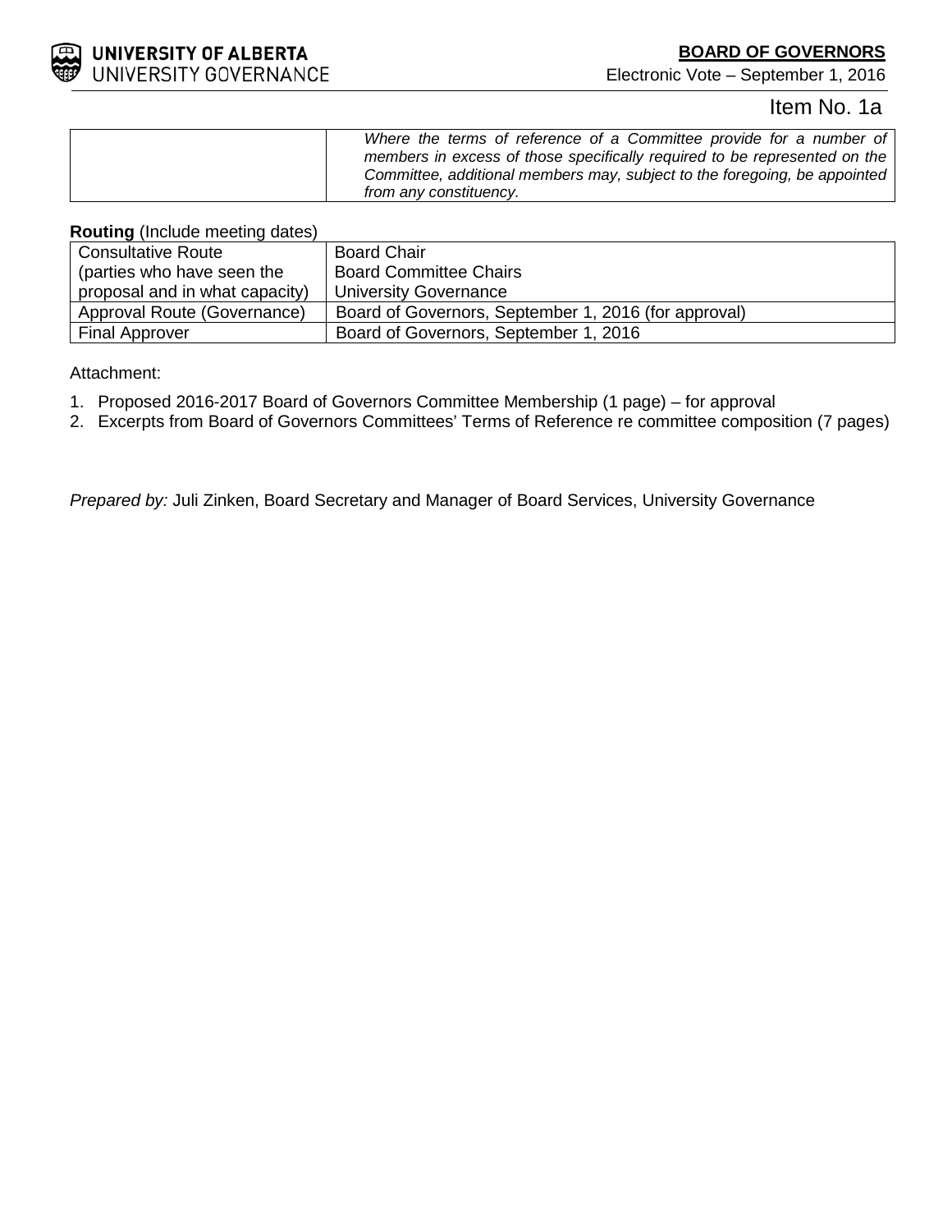Item No. 1a

| | |
|---|---|
| | *Where the terms of reference of a Committee provide for a number of members in excess of those specifically required to be represented on the Committee, additional members may, subject to the foregoing, be appointed from any constituency.* |

**Routing** (Include meeting dates)

| | |
|---|---|
| Consultative Route (parties who have seen the proposal and in what capacity) | Board Chair<br>Board Committee Chairs<br>University Governance |
| Approval Route (Governance) | Board of Governors, September 1, 2016 (for approval) |
| Final Approver | Board of Governors, September 1, 2016 |

Attachment:

1. Proposed 2016-2017 Board of Governors Committee Membership (1 page) – for approval
2. Excerpts from Board of Governors Committees' Terms of Reference re committee composition (7 pages)

*Prepared by:* Juli Zinken, Board Secretary and Manager of Board Services, University Governance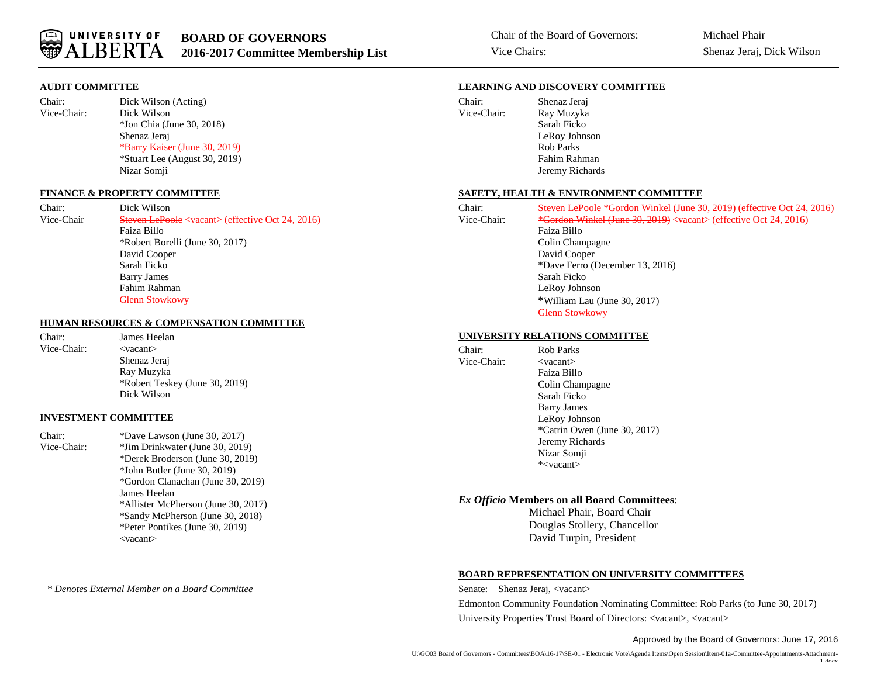# UNIVERSITY OF ALBERTA

## BOARD OF GOVERNORS
## 2016-2017 Committee Membership List

Chair of the Board of Governors: Michael Phair
Vice Chairs: Shenaz Jeraj, Dick Wilson

### AUDIT COMMITTEE

Chair: Dick Wilson (Acting)
Vice-Chair: Dick Wilson
*Jon Chia (June 30, 2018)
Shenaz Jeraj
*Barry Kaiser (June 30, 2019)
*Stuart Lee (August 30, 2019)
Nizar Somji

### FINANCE & PROPERTY COMMITTEE

Chair: Dick Wilson
Vice-Chair: ~~Steven LePoole~~ <vacant> (effective Oct 24, 2016)
Faiza Billo
*Robert Borelli (June 30, 2017)
David Cooper
Sarah Ficko
Barry James
Fahim Rahman
Glenn Stowkowy

### HUMAN RESOURCES & COMPENSATION COMMITTEE

Chair: James Heelan
Vice-Chair: <vacant>
Shenaz Jeraj
Ray Muzyka
*Robert Teskey (June 30, 2019)
Dick Wilson

### INVESTMENT COMMITTEE

Chair: *Dave Lawson (June 30, 2017)
Vice-Chair: *Jim Drinkwater (June 30, 2019)
*Derek Broderson (June 30, 2019)
*John Butler (June 30, 2019)
*Gordon Clanachan (June 30, 2019)
James Heelan
*Allister McPherson (June 30, 2017)
*Sandy McPherson (June 30, 2018)
*Peter Pontikes (June 30, 2019)
<vacant>

*\* Denotes External Member on a Board Committee*

### LEARNING AND DISCOVERY COMMITTEE

Chair: Shenaz Jeraj
Vice-Chair: Ray Muzyka
Sarah Ficko
LeRoy Johnson
Rob Parks
Fahim Rahman
Jeremy Richards

### SAFETY, HEALTH & ENVIRONMENT COMMITTEE

Chair: ~~Steven LePoole~~ *Gordon Winkel (June 30, 2019) (effective Oct 24, 2016)
Vice-Chair: ~~*Gordon Winkel (June 30, 2019)~~ <vacant> (effective Oct 24, 2016)
Faiza Billo
Colin Champagne
David Cooper
*Dave Ferro (December 13, 2016)
Sarah Ficko
LeRoy Johnson
**\***William Lau (June 30, 2017)
Glenn Stowkowy

### UNIVERSITY RELATIONS COMMITTEE

Chair: Rob Parks
Vice-Chair: <vacant>
Faiza Billo
Colin Champagne
Sarah Ficko
Barry James
LeRoy Johnson
*Catrin Owen (June 30, 2017)
Jeremy Richards
Nizar Somji
*<vacant>

### *Ex Officio* Members on all Board Committees:

Michael Phair, Board Chair
Douglas Stollery, Chancellor
David Turpin, President

### BOARD REPRESENTATION ON UNIVERSITY COMMITTEES

Senate: Shenaz Jeraj, <vacant>
Edmonton Community Foundation Nominating Committee: Rob Parks (to June 30, 2017)
University Properties Trust Board of Directors: <vacant>, <vacant>

Approved by the Board of Governors: June 17, 2016

U:\GO03 Board of Governors - Committees\BOA\16-17\SE-01 - Electronic Vote\Agenda Items\Open Session\Item-01a-Committee-Appointments-Attachment-1.docx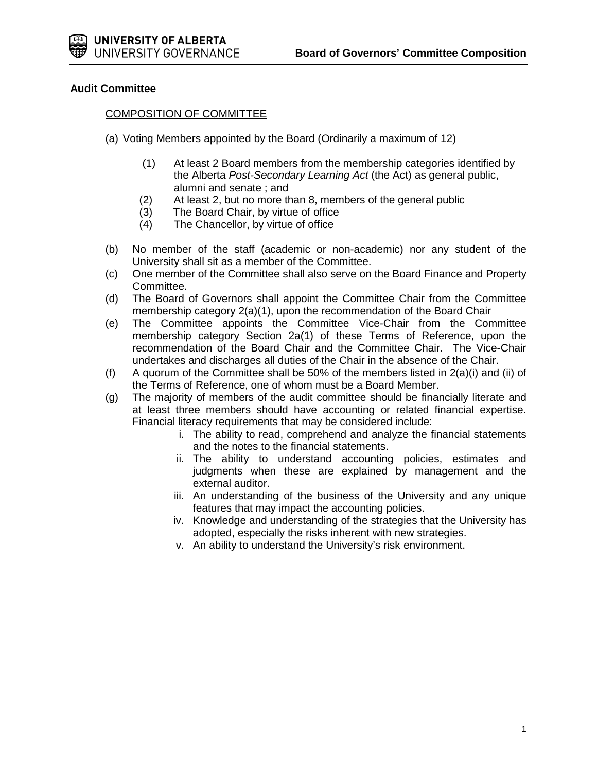## Audit Committee

<u>COMPOSITION OF COMMITTEE</u>

(a) Voting Members appointed by the Board (Ordinarily a maximum of 12)

   (1) At least 2 Board members from the membership categories identified by the Alberta *Post-Secondary Learning Act* (the Act) as general public, alumni and senate ; and
   (2) At least 2, but no more than 8, members of the general public
   (3) The Board Chair, by virtue of office
   (4) The Chancellor, by virtue of office

(b) No member of the staff (academic or non-academic) nor any student of the University shall sit as a member of the Committee.

(c) One member of the Committee shall also serve on the Board Finance and Property Committee.

(d) The Board of Governors shall appoint the Committee Chair from the Committee membership category 2(a)(1), upon the recommendation of the Board Chair

(e) The Committee appoints the Committee Vice-Chair from the Committee membership category Section 2a(1) of these Terms of Reference, upon the recommendation of the Board Chair and the Committee Chair. The Vice-Chair undertakes and discharges all duties of the Chair in the absence of the Chair.

(f) A quorum of the Committee shall be 50% of the members listed in 2(a)(i) and (ii) of the Terms of Reference, one of whom must be a Board Member.

(g) The majority of members of the audit committee should be financially literate and at least three members should have accounting or related financial expertise. Financial literacy requirements that may be considered include:

   i. The ability to read, comprehend and analyze the financial statements and the notes to the financial statements.
   ii. The ability to understand accounting policies, estimates and judgments when these are explained by management and the external auditor.
   iii. An understanding of the business of the University and any unique features that may impact the accounting policies.
   iv. Knowledge and understanding of the strategies that the University has adopted, especially the risks inherent with new strategies.
   v. An ability to understand the University's risk environment.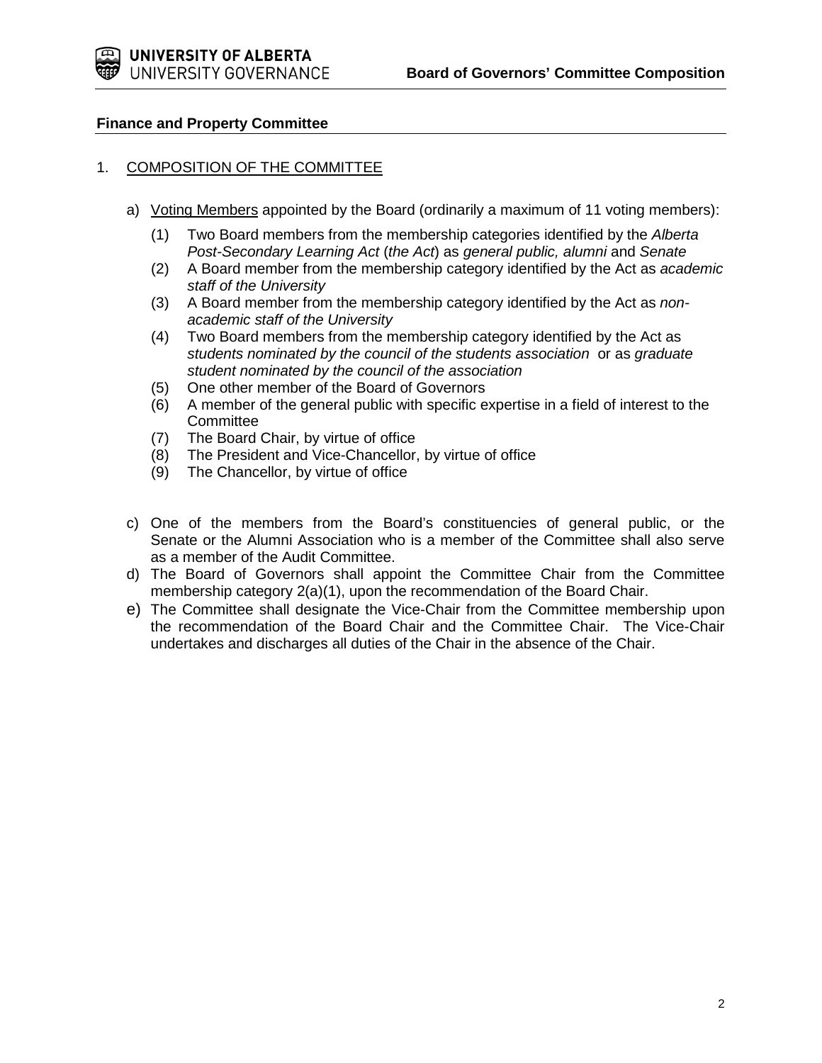## Finance and Property Committee

1. COMPOSITION OF THE COMMITTEE

   a) Voting Members appointed by the Board (ordinarily a maximum of 11 voting members):

      (1) Two Board members from the membership categories identified by the *Alberta Post-Secondary Learning Act* (*the Act*) as *general public, alumni* and *Senate*
      (2) A Board member from the membership category identified by the Act as *academic staff of the University*
      (3) A Board member from the membership category identified by the Act as *non-academic staff of the University*
      (4) Two Board members from the membership category identified by the Act as *students nominated by the council of the students association* or as *graduate student nominated by the council of the association*
      (5) One other member of the Board of Governors
      (6) A member of the general public with specific expertise in a field of interest to the Committee
      (7) The Board Chair, by virtue of office
      (8) The President and Vice-Chancellor, by virtue of office
      (9) The Chancellor, by virtue of office

   c) One of the members from the Board's constituencies of general public, or the Senate or the Alumni Association who is a member of the Committee shall also serve as a member of the Audit Committee.

   d) The Board of Governors shall appoint the Committee Chair from the Committee membership category 2(a)(1), upon the recommendation of the Board Chair.

   e) The Committee shall designate the Vice-Chair from the Committee membership upon the recommendation of the Board Chair and the Committee Chair. The Vice-Chair undertakes and discharges all duties of the Chair in the absence of the Chair.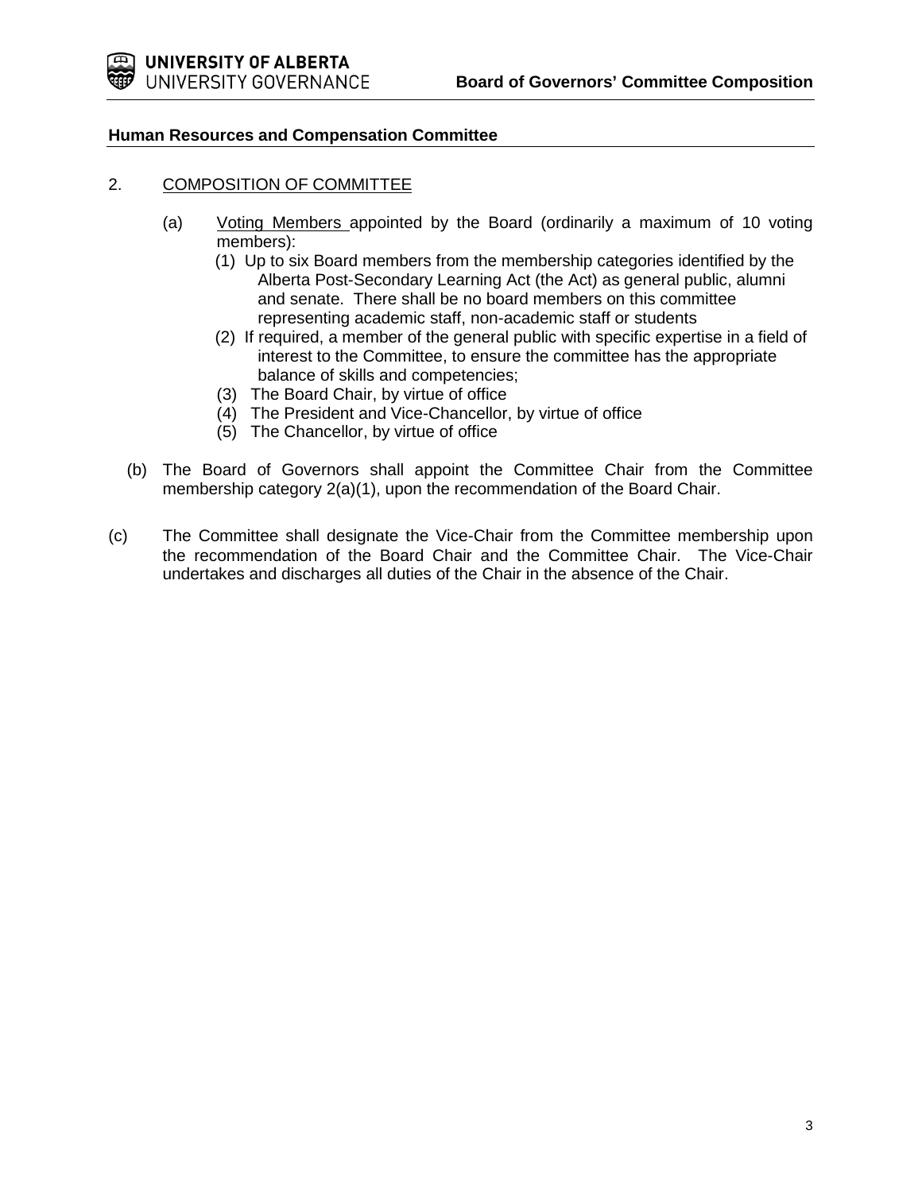**Human Resources and Compensation Committee**

2. COMPOSITION OF COMMITTEE

   (a) Voting Members appointed by the Board (ordinarily a maximum of 10 voting members):

      (1) Up to six Board members from the membership categories identified by the Alberta Post-Secondary Learning Act (the Act) as general public, alumni and senate. There shall be no board members on this committee representing academic staff, non-academic staff or students

      (2) If required, a member of the general public with specific expertise in a field of interest to the Committee, to ensure the committee has the appropriate balance of skills and competencies;

      (3) The Board Chair, by virtue of office

      (4) The President and Vice-Chancellor, by virtue of office

      (5) The Chancellor, by virtue of office

   (b) The Board of Governors shall appoint the Committee Chair from the Committee membership category 2(a)(1), upon the recommendation of the Board Chair.

(c) The Committee shall designate the Vice-Chair from the Committee membership upon the recommendation of the Board Chair and the Committee Chair. The Vice-Chair undertakes and discharges all duties of the Chair in the absence of the Chair.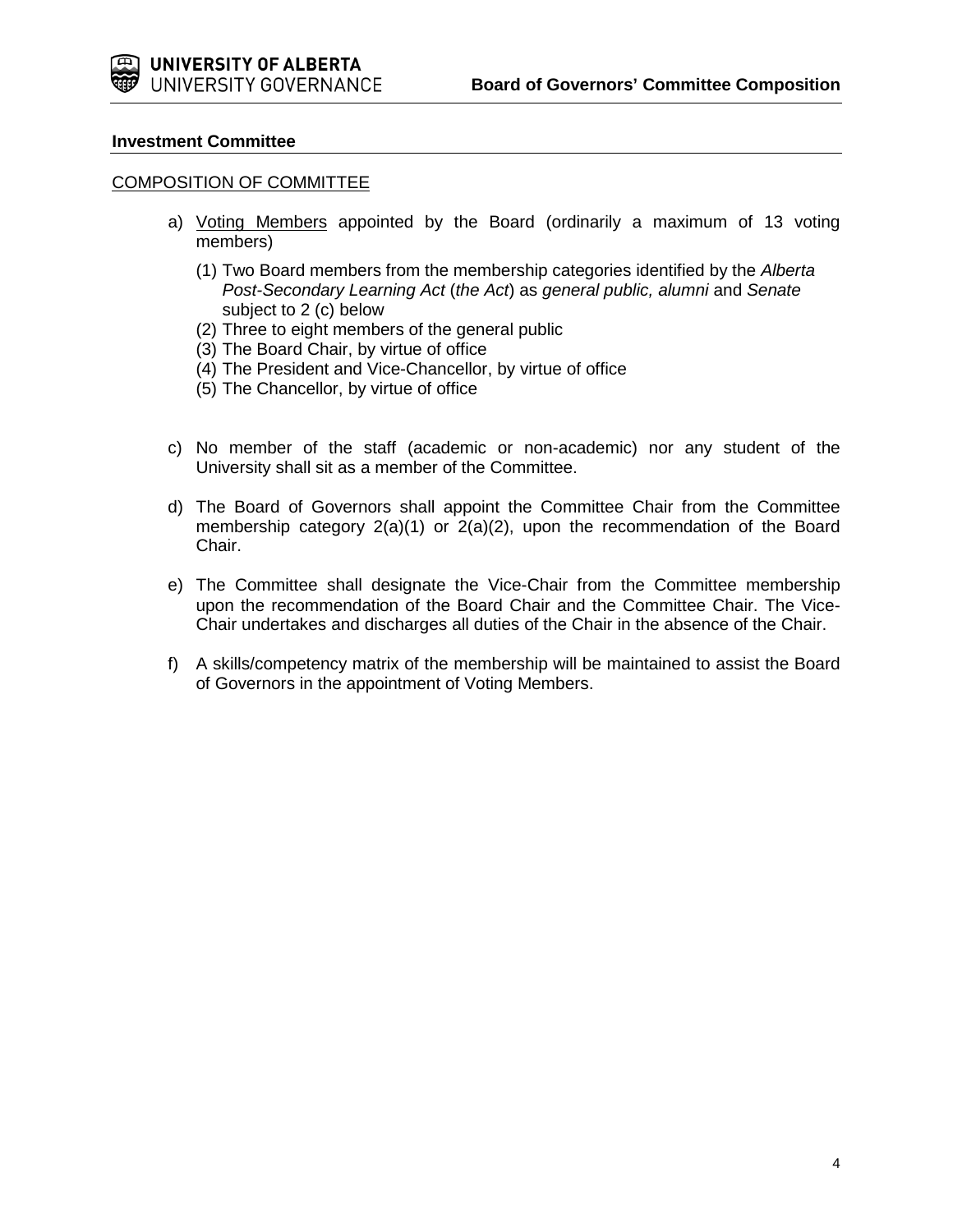**Investment Committee**

<u>COMPOSITION OF COMMITTEE</u>

a) <u>Voting Members</u> appointed by the Board (ordinarily a maximum of 13 voting members)

   (1) Two Board members from the membership categories identified by the *Alberta Post-Secondary Learning Act* (*the Act*) as *general public, alumni* and *Senate* subject to 2 (c) below
   (2) Three to eight members of the general public
   (3) The Board Chair, by virtue of office
   (4) The President and Vice-Chancellor, by virtue of office
   (5) The Chancellor, by virtue of office

c) No member of the staff (academic or non-academic) nor any student of the University shall sit as a member of the Committee.

d) The Board of Governors shall appoint the Committee Chair from the Committee membership category 2(a)(1) or 2(a)(2), upon the recommendation of the Board Chair.

e) The Committee shall designate the Vice-Chair from the Committee membership upon the recommendation of the Board Chair and the Committee Chair. The Vice-Chair undertakes and discharges all duties of the Chair in the absence of the Chair.

f) A skills/competency matrix of the membership will be maintained to assist the Board of Governors in the appointment of Voting Members.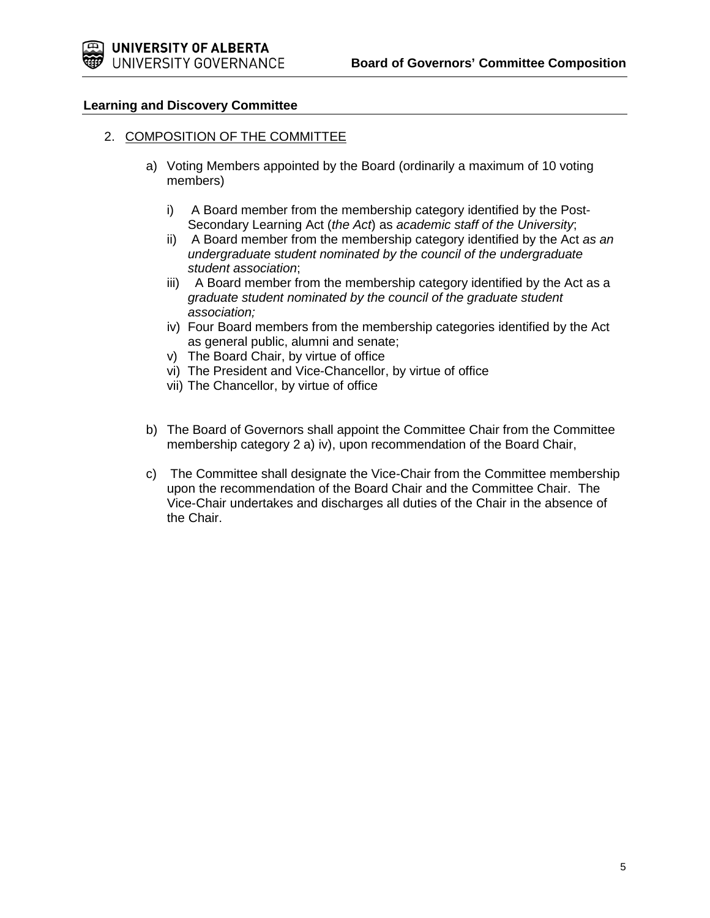### Learning and Discovery Committee

2. COMPOSITION OF THE COMMITTEE

   a) Voting Members appointed by the Board (ordinarily a maximum of 10 voting members)

      i) A Board member from the membership category identified by the Post-Secondary Learning Act (*the Act*) as *academic staff of the University*;
      ii) A Board member from the membership category identified by the Act *as an undergraduate* s*tudent nominated by the council of the undergraduate student association*;
      iii) A Board member from the membership category identified by the Act as a *graduate student nominated by the council of the graduate student association;*
      iv) Four Board members from the membership categories identified by the Act as general public, alumni and senate;
      v) The Board Chair, by virtue of office
      vi) The President and Vice-Chancellor, by virtue of office
      vii) The Chancellor, by virtue of office

   b) The Board of Governors shall appoint the Committee Chair from the Committee membership category 2 a) iv), upon recommendation of the Board Chair,

   c) The Committee shall designate the Vice-Chair from the Committee membership upon the recommendation of the Board Chair and the Committee Chair. The Vice-Chair undertakes and discharges all duties of the Chair in the absence of the Chair.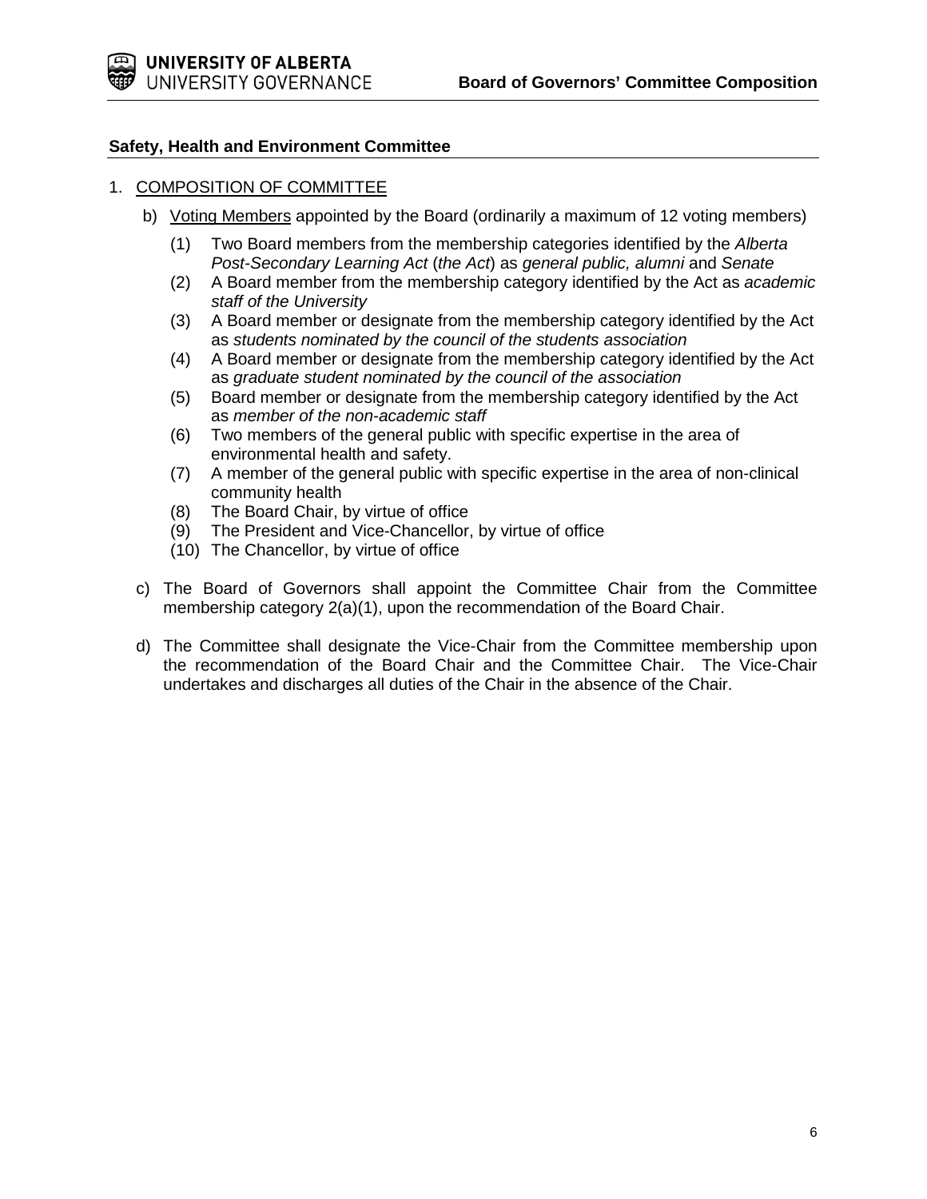**Safety, Health and Environment Committee**

1. COMPOSITION OF COMMITTEE

   b) Voting Members appointed by the Board (ordinarily a maximum of 12 voting members)

      (1) Two Board members from the membership categories identified by the *Alberta Post-Secondary Learning Act* (*the Act*) as *general public, alumni* and *Senate*
      (2) A Board member from the membership category identified by the Act as *academic staff of the University*
      (3) A Board member or designate from the membership category identified by the Act as *students nominated by the council of the students association*
      (4) A Board member or designate from the membership category identified by the Act as *graduate student nominated by the council of the association*
      (5) Board member or designate from the membership category identified by the Act as *member of the non-academic staff*
      (6) Two members of the general public with specific expertise in the area of environmental health and safety.
      (7) A member of the general public with specific expertise in the area of non-clinical community health
      (8) The Board Chair, by virtue of office
      (9) The President and Vice-Chancellor, by virtue of office
      (10) The Chancellor, by virtue of office

   c) The Board of Governors shall appoint the Committee Chair from the Committee membership category 2(a)(1), upon the recommendation of the Board Chair.

   d) The Committee shall designate the Vice-Chair from the Committee membership upon the recommendation of the Board Chair and the Committee Chair. The Vice-Chair undertakes and discharges all duties of the Chair in the absence of the Chair.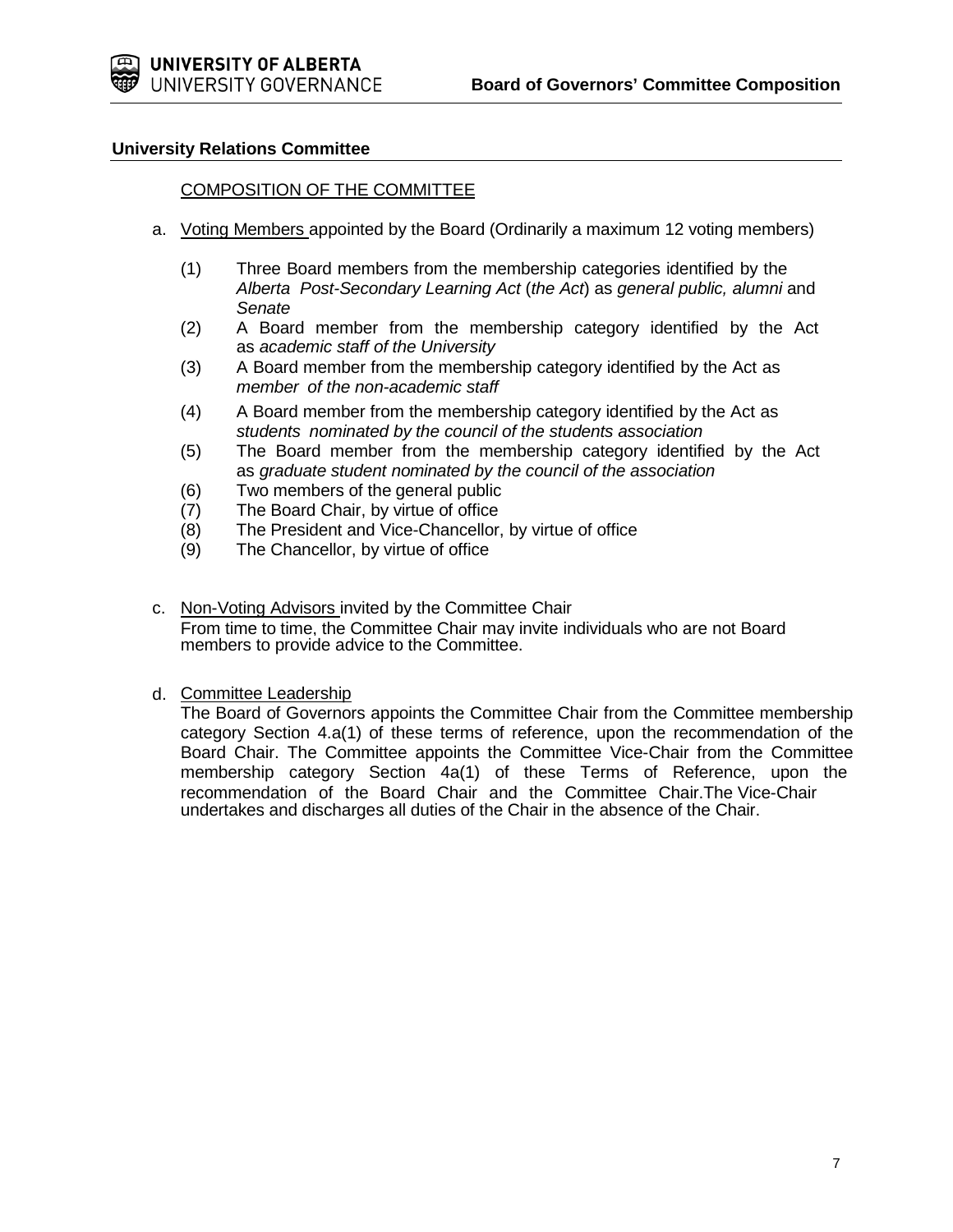## University Relations Committee

COMPOSITION OF THE COMMITTEE

a. Voting Members appointed by the Board (Ordinarily a maximum 12 voting members)

   (1) Three Board members from the membership categories identified by the *Alberta Post-Secondary Learning Act* (*the Act*) as *general public, alumni* and *Senate*
   (2) A Board member from the membership category identified by the Act as *academic staff of the University*
   (3) A Board member from the membership category identified by the Act as *member of the non-academic staff*
   (4) A Board member from the membership category identified by the Act as *students nominated by the council of the students association*
   (5) The Board member from the membership category identified by the Act as *graduate student nominated by the council of the association*
   (6) Two members of the general public
   (7) The Board Chair, by virtue of office
   (8) The President and Vice-Chancellor, by virtue of office
   (9) The Chancellor, by virtue of office

c. Non-Voting Advisors invited by the Committee Chair
   From time to time, the Committee Chair may invite individuals who are not Board members to provide advice to the Committee.

d. Committee Leadership
   The Board of Governors appoints the Committee Chair from the Committee membership category Section 4.a(1) of these terms of reference, upon the recommendation of the Board Chair. The Committee appoints the Committee Vice-Chair from the Committee membership category Section 4a(1) of these Terms of Reference, upon the recommendation of the Board Chair and the Committee Chair.The Vice-Chair undertakes and discharges all duties of the Chair in the absence of the Chair.